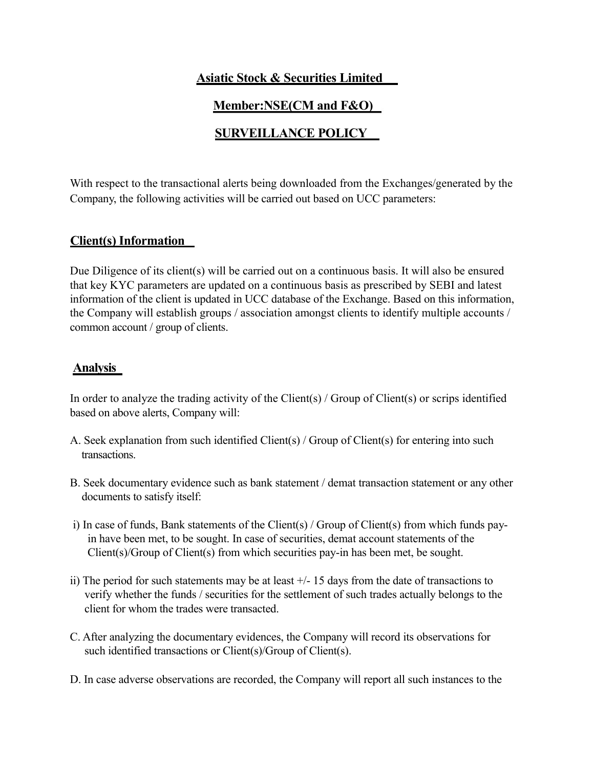# Asiatic Stock & Securities Limited

## Member:NSE(CM and F&O)

## SURVEILLANCE POLICY

With respect to the transactional alerts being downloaded from the Exchanges/generated by the Company, the following activities will be carried out based on UCC parameters:

### Client(s) Information

Due Diligence of its client(s) will be carried out on a continuous basis. It will also be ensured that key KYC parameters are updated on a continuous basis as prescribed by SEBI and latest information of the client is updated in UCC database of the Exchange. Based on this information, the Company will establish groups / association amongst clients to identify multiple accounts / common account / group of clients.

### Analysis

In order to analyze the trading activity of the Client(s) / Group of Client(s) or scrips identified based on above alerts, Company will:

A. Seek explanation from such identified Client(s) / Group of Client(s) for entering into such transactions.

B. Seek documentary evidence such as bank statement / demat transaction statement or any other documents to satisfy itself:

i) In case of funds, Bank statements of the Client(s) / Group of Client(s) from which funds pay-in have been met, to be sought. In case of securities, demat account statements of the Client(s)/Group of Client(s) from which securities pay-in has been met, be sought.

ii) The period for such statements may be at least +/- 15 days from the date of transactions to verify whether the funds / securities for the settlement of such trades actually belongs to the client for whom the trades were transacted.

C. After analyzing the documentary evidences, the Company will record its observations for such identified transactions or Client(s)/Group of Client(s).

D. In case adverse observations are recorded, the Company will report all such instances to the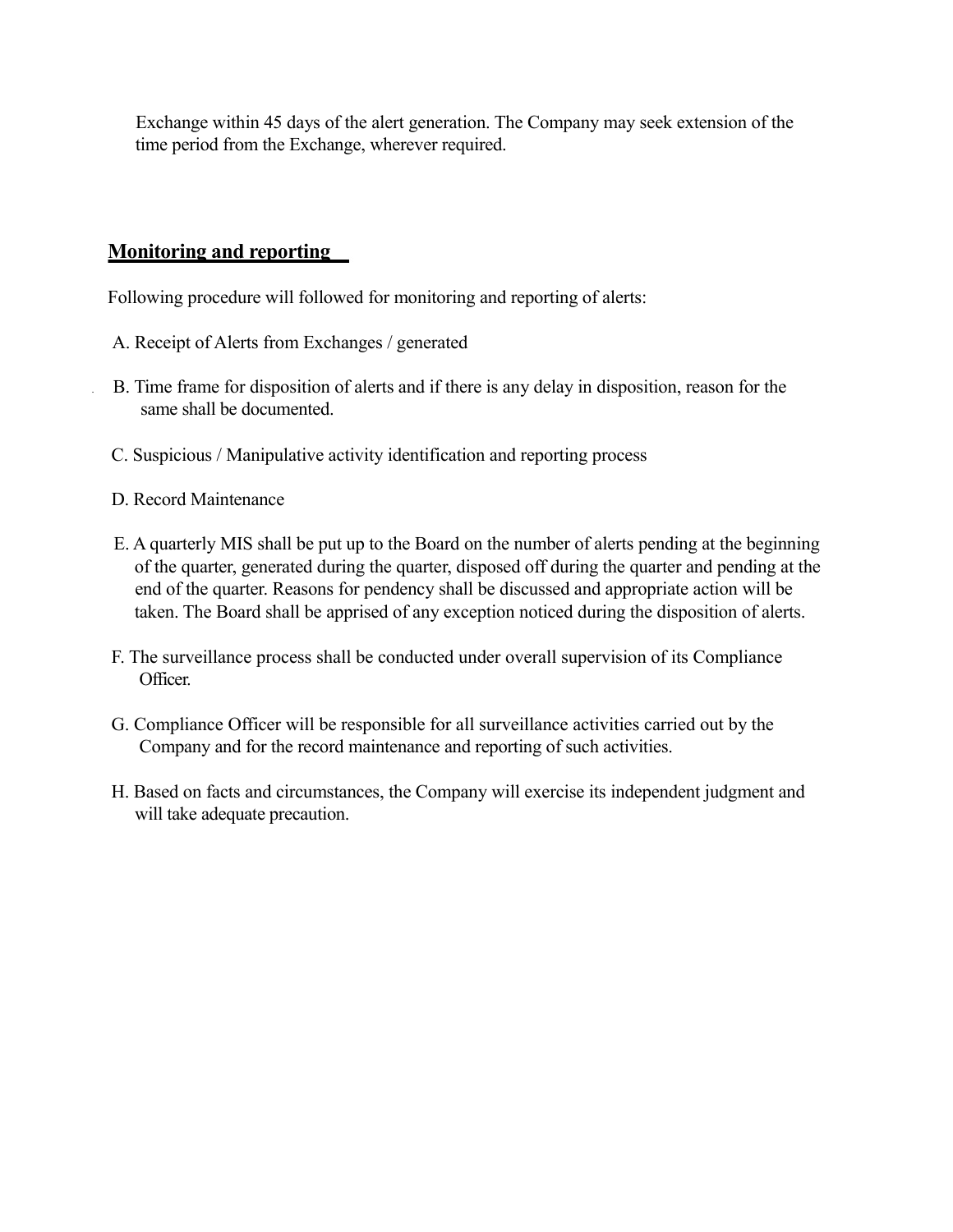Exchange within 45 days of the alert generation. The Company may seek extension of the time period from the Exchange, wherever required.

## Monitoring and reporting

Following procedure will followed for monitoring and reporting of alerts:

A. Receipt of Alerts from Exchanges / generated

B. Time frame for disposition of alerts and if there is any delay in disposition, reason for the same shall be documented.

C. Suspicious / Manipulative activity identification and reporting process

D. Record Maintenance

E. A quarterly MIS shall be put up to the Board on the number of alerts pending at the beginning of the quarter, generated during the quarter, disposed off during the quarter and pending at the end of the quarter. Reasons for pendency shall be discussed and appropriate action will be taken. The Board shall be apprised of any exception noticed during the disposition of alerts.

F. The surveillance process shall be conducted under overall supervision of its Compliance Officer.

G. Compliance Officer will be responsible for all surveillance activities carried out by the Company and for the record maintenance and reporting of such activities.

H. Based on facts and circumstances, the Company will exercise its independent judgment and will take adequate precaution.